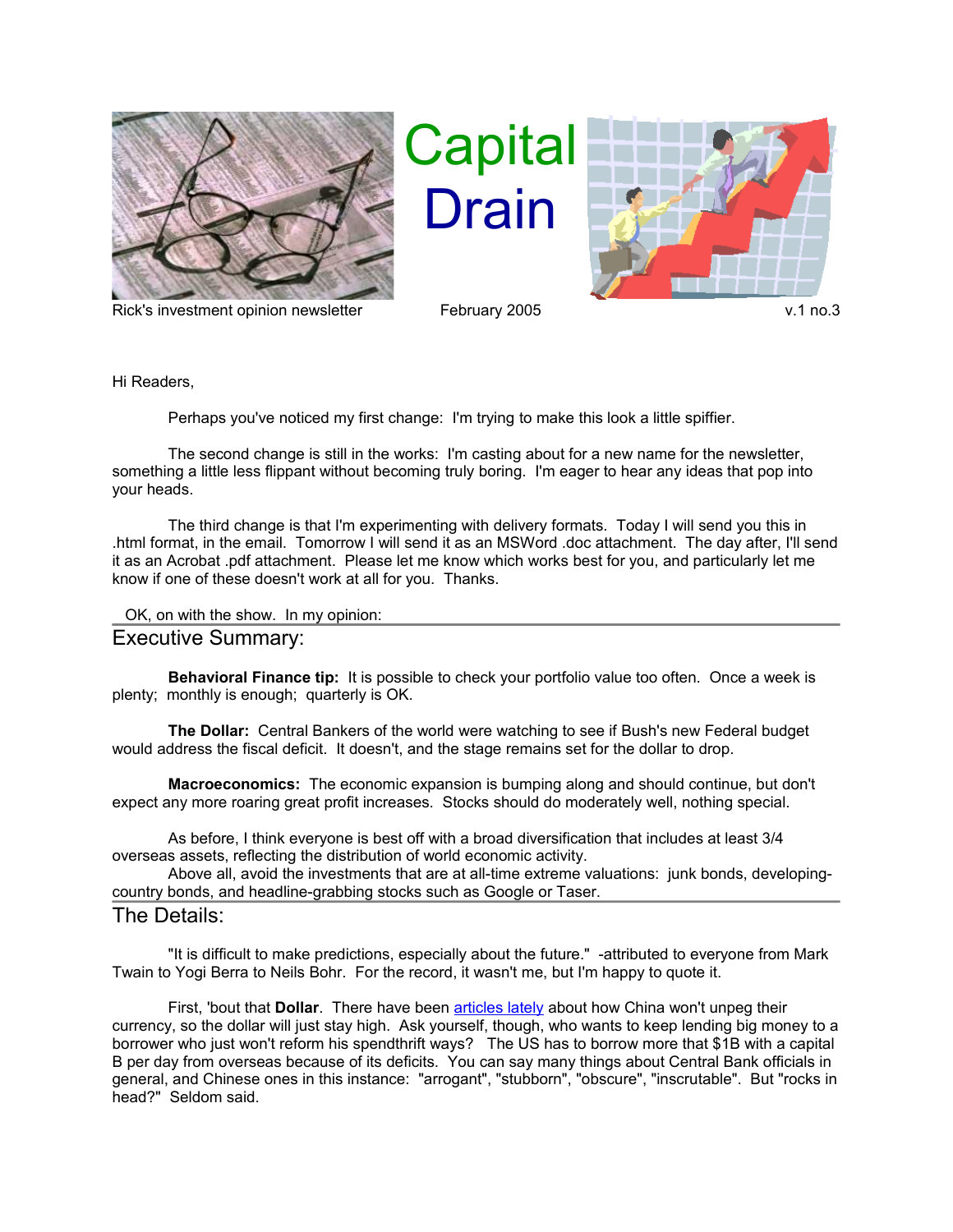# Capital Drain

Rick's investment opinion newsletter — February 2005 — v.1 no.3

Hi Readers,

Perhaps you've noticed my first change: I'm trying to make this look a little spiffier.

The second change is still in the works: I'm casting about for a new name for the newsletter, something a little less flippant without becoming truly boring. I'm eager to hear any ideas that pop into your heads.

The third change is that I'm experimenting with delivery formats. Today I will send you this in .html format, in the email. Tomorrow I will send it as an MSWord .doc attachment. The day after, I'll send it as an Acrobat .pdf attachment. Please let me know which works best for you, and particularly let me know if one of these doesn't work at all for you. Thanks.

OK, on with the show. In my opinion:

## Executive Summary:

**Behavioral Finance tip:** It is possible to check your portfolio value too often. Once a week is plenty; monthly is enough; quarterly is OK.

**The Dollar:** Central Bankers of the world were watching to see if Bush's new Federal budget would address the fiscal deficit. It doesn't, and the stage remains set for the dollar to drop.

**Macroeconomics:** The economic expansion is bumping along and should continue, but don't expect any more roaring great profit increases. Stocks should do moderately well, nothing special.

As before, I think everyone is best off with a broad diversification that includes at least 3/4 overseas assets, reflecting the distribution of world economic activity.

Above all, avoid the investments that are at all-time extreme valuations: junk bonds, developing-country bonds, and headline-grabbing stocks such as Google or Taser.

## The Details:

"It is difficult to make predictions, especially about the future." -attributed to everyone from Mark Twain to Yogi Berra to Neils Bohr. For the record, it wasn't me, but I'm happy to quote it.

First, 'bout that **Dollar**. There have been articles lately about how China won't unpeg their currency, so the dollar will just stay high. Ask yourself, though, who wants to keep lending big money to a borrower who just won't reform his spendthrift ways? The US has to borrow more that $1B with a capital B per day from overseas because of its deficits. You can say many things about Central Bank officials in general, and Chinese ones in this instance: "arrogant", "stubborn", "obscure", "inscrutable". But "rocks in head?" Seldom said.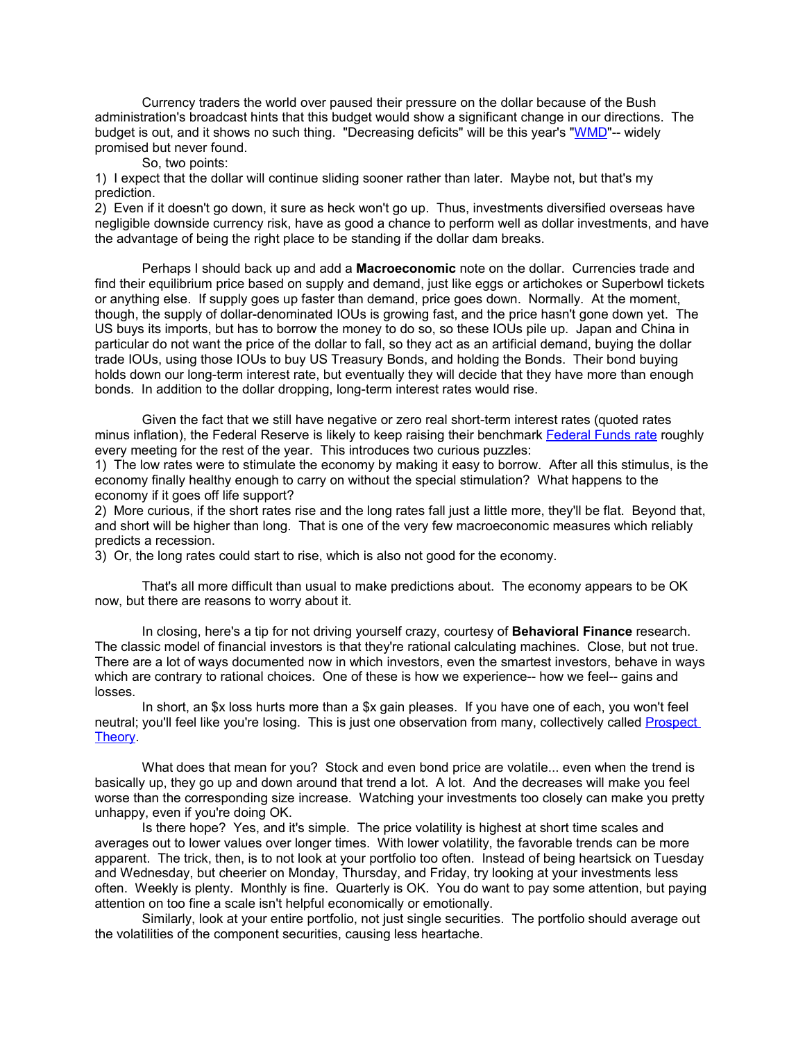Currency traders the world over paused their pressure on the dollar because of the Bush administration's broadcast hints that this budget would show a significant change in our directions. The budget is out, and it shows no such thing. "Decreasing deficits" will be this year's "WMD"-- widely promised but never found.

So, two points:

1) I expect that the dollar will continue sliding sooner rather than later. Maybe not, but that's my prediction.
2) Even if it doesn't go down, it sure as heck won't go up. Thus, investments diversified overseas have negligible downside currency risk, have as good a chance to perform well as dollar investments, and have the advantage of being the right place to be standing if the dollar dam breaks.

Perhaps I should back up and add a **Macroeconomic** note on the dollar. Currencies trade and find their equilibrium price based on supply and demand, just like eggs or artichokes or Superbowl tickets or anything else. If supply goes up faster than demand, price goes down. Normally. At the moment, though, the supply of dollar-denominated IOUs is growing fast, and the price hasn't gone down yet. The US buys its imports, but has to borrow the money to do so, so these IOUs pile up. Japan and China in particular do not want the price of the dollar to fall, so they act as an artificial demand, buying the dollar trade IOUs, using those IOUs to buy US Treasury Bonds, and holding the Bonds. Their bond buying holds down our long-term interest rate, but eventually they will decide that they have more than enough bonds. In addition to the dollar dropping, long-term interest rates would rise.

Given the fact that we still have negative or zero real short-term interest rates (quoted rates minus inflation), the Federal Reserve is likely to keep raising their benchmark Federal Funds rate roughly every meeting for the rest of the year. This introduces two curious puzzles:

1) The low rates were to stimulate the economy by making it easy to borrow. After all this stimulus, is the economy finally healthy enough to carry on without the special stimulation? What happens to the economy if it goes off life support?
2) More curious, if the short rates rise and the long rates fall just a little more, they'll be flat. Beyond that, and short will be higher than long. That is one of the very few macroeconomic measures which reliably predicts a recession.
3) Or, the long rates could start to rise, which is also not good for the economy.

That's all more difficult than usual to make predictions about. The economy appears to be OK now, but there are reasons to worry about it.

In closing, here's a tip for not driving yourself crazy, courtesy of **Behavioral Finance** research. The classic model of financial investors is that they're rational calculating machines. Close, but not true. There are a lot of ways documented now in which investors, even the smartest investors, behave in ways which are contrary to rational choices. One of these is how we experience-- how we feel-- gains and losses.

In short, an $x loss hurts more than a $x gain pleases. If you have one of each, you won't feel neutral; you'll feel like you're losing. This is just one observation from many, collectively called Prospect Theory.

What does that mean for you? Stock and even bond price are volatile... even when the trend is basically up, they go up and down around that trend a lot. A lot. And the decreases will make you feel worse than the corresponding size increase. Watching your investments too closely can make you pretty unhappy, even if you're doing OK.

Is there hope? Yes, and it's simple. The price volatility is highest at short time scales and averages out to lower values over longer times. With lower volatility, the favorable trends can be more apparent. The trick, then, is to not look at your portfolio too often. Instead of being heartsick on Tuesday and Wednesday, but cheerier on Monday, Thursday, and Friday, try looking at your investments less often. Weekly is plenty. Monthly is fine. Quarterly is OK. You do want to pay some attention, but paying attention on too fine a scale isn't helpful economically or emotionally.

Similarly, look at your entire portfolio, not just single securities. The portfolio should average out the volatilities of the component securities, causing less heartache.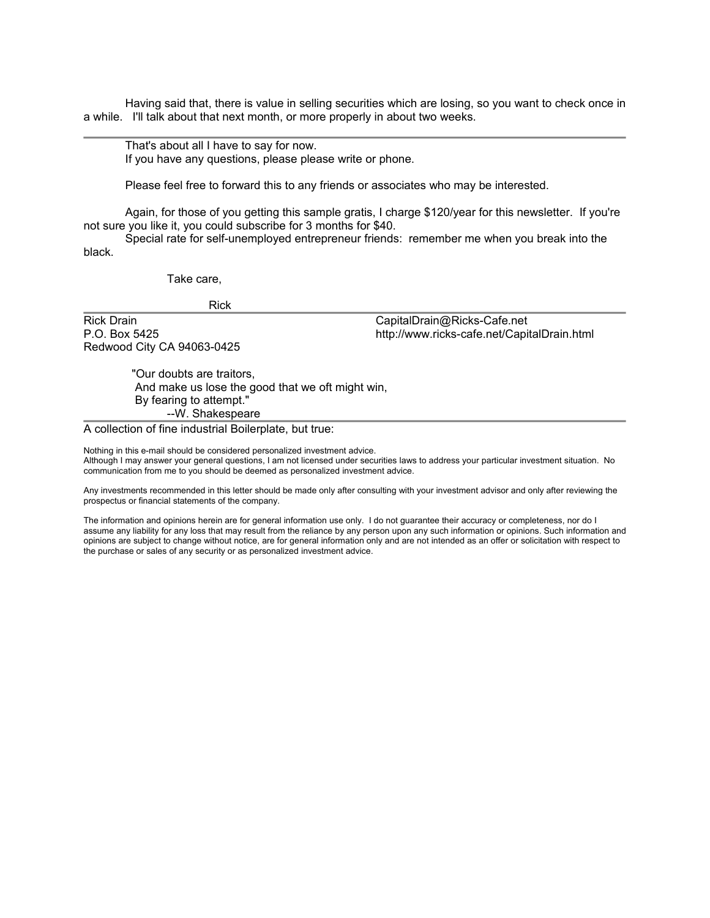Having said that, there is value in selling securities which are losing, so you want to check once in a while. I'll talk about that next month, or more properly in about two weeks.

---

That's about all I have to say for now.
If you have any questions, please please write or phone.

Please feel free to forward this to any friends or associates who may be interested.

Again, for those of you getting this sample gratis, I charge $120/year for this newsletter. If you're not sure you like it, you could subscribe for 3 months for $40.
Special rate for self-unemployed entrepreneur friends: remember me when you break into the black.

Take care,

Rick

---

Rick Drain
P.O. Box 5425
Redwood City CA 94063-0425

CapitalDrain@Ricks-Cafe.net
http://www.ricks-cafe.net/CapitalDrain.html

"Our doubts are traitors,
And make us lose the good that we oft might win,
By fearing to attempt."
--W. Shakespeare

---

A collection of fine industrial Boilerplate, but true:

Nothing in this e-mail should be considered personalized investment advice.
Although I may answer your general questions, I am not licensed under securities laws to address your particular investment situation. No communication from me to you should be deemed as personalized investment advice.

Any investments recommended in this letter should be made only after consulting with your investment advisor and only after reviewing the prospectus or financial statements of the company.

The information and opinions herein are for general information use only. I do not guarantee their accuracy or completeness, nor do I assume any liability for any loss that may result from the reliance by any person upon any such information or opinions. Such information and opinions are subject to change without notice, are for general information only and are not intended as an offer or solicitation with respect to the purchase or sales of any security or as personalized investment advice.